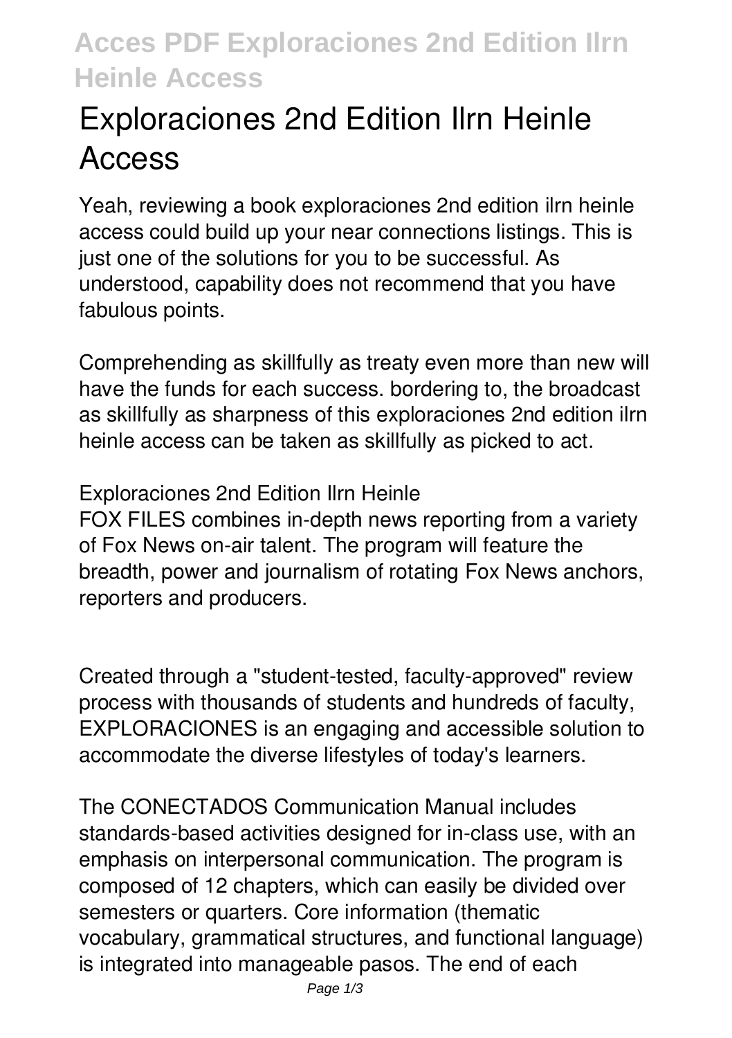# Exploraciones 2nd Edition Ilrn Heinle Access

Yeah, reviewing a book exploraciones 2nd edition ilrn heinle access could build up your near connections listings. This is just one of the solutions for you to be successful. As understood, capability does not recommend that you have fabulous points.

Comprehending as skillfully as treaty even more than new will have the funds for each success. bordering to, the broadcast as skillfully as sharpness of this exploraciones 2nd edition ilrn heinle access can be taken as skillfully as picked to act.

**Exploraciones 2nd Edition Ilrn Heinle**

FOX FILES combines in-depth news reporting from a variety of Fox News on-air talent. The program will feature the breadth, power and journalism of rotating Fox News anchors, reporters and producers.

Created through a "student-tested, faculty-approved" review process with thousands of students and hundreds of faculty, EXPLORACIONES is an engaging and accessible solution to accommodate the diverse lifestyles of today's learners.

The CONECTADOS Communication Manual includes standards-based activities designed for in-class use, with an emphasis on interpersonal communication. The program is composed of 12 chapters, which can easily be divided over semesters or quarters. Core information (thematic vocabulary, grammatical structures, and functional language) is integrated into manageable pasos. The end of each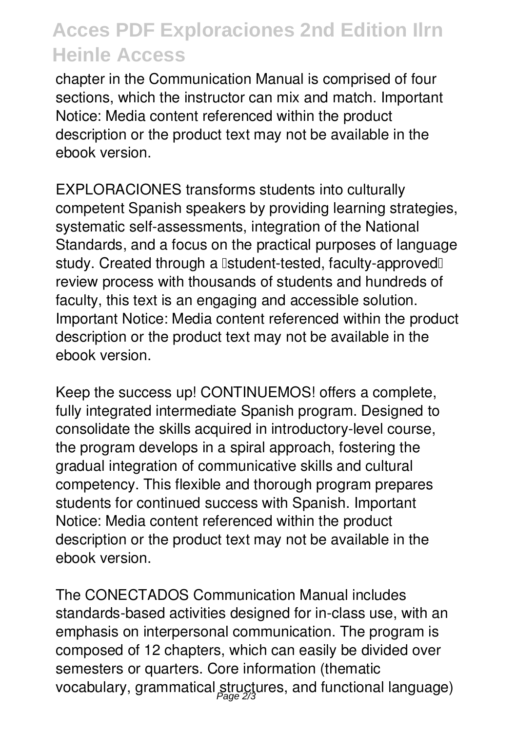chapter in the Communication Manual is comprised of four sections, which the instructor can mix and match. Important Notice: Media content referenced within the product description or the product text may not be available in the ebook version.

EXPLORACIONES transforms students into culturally competent Spanish speakers by providing learning strategies, systematic self-assessments, integration of the National Standards, and a focus on the practical purposes of language study. Created through a "student-tested, faculty-approved" review process with thousands of students and hundreds of faculty, this text is an engaging and accessible solution. Important Notice: Media content referenced within the product description or the product text may not be available in the ebook version.

Keep the success up! CONTINUEMOS! offers a complete, fully integrated intermediate Spanish program. Designed to consolidate the skills acquired in introductory-level course, the program develops in a spiral approach, fostering the gradual integration of communicative skills and cultural competency. This flexible and thorough program prepares students for continued success with Spanish. Important Notice: Media content referenced within the product description or the product text may not be available in the ebook version.

The CONECTADOS Communication Manual includes standards-based activities designed for in-class use, with an emphasis on interpersonal communication. The program is composed of 12 chapters, which can easily be divided over semesters or quarters. Core information (thematic vocabulary, grammatical structures, and functional language)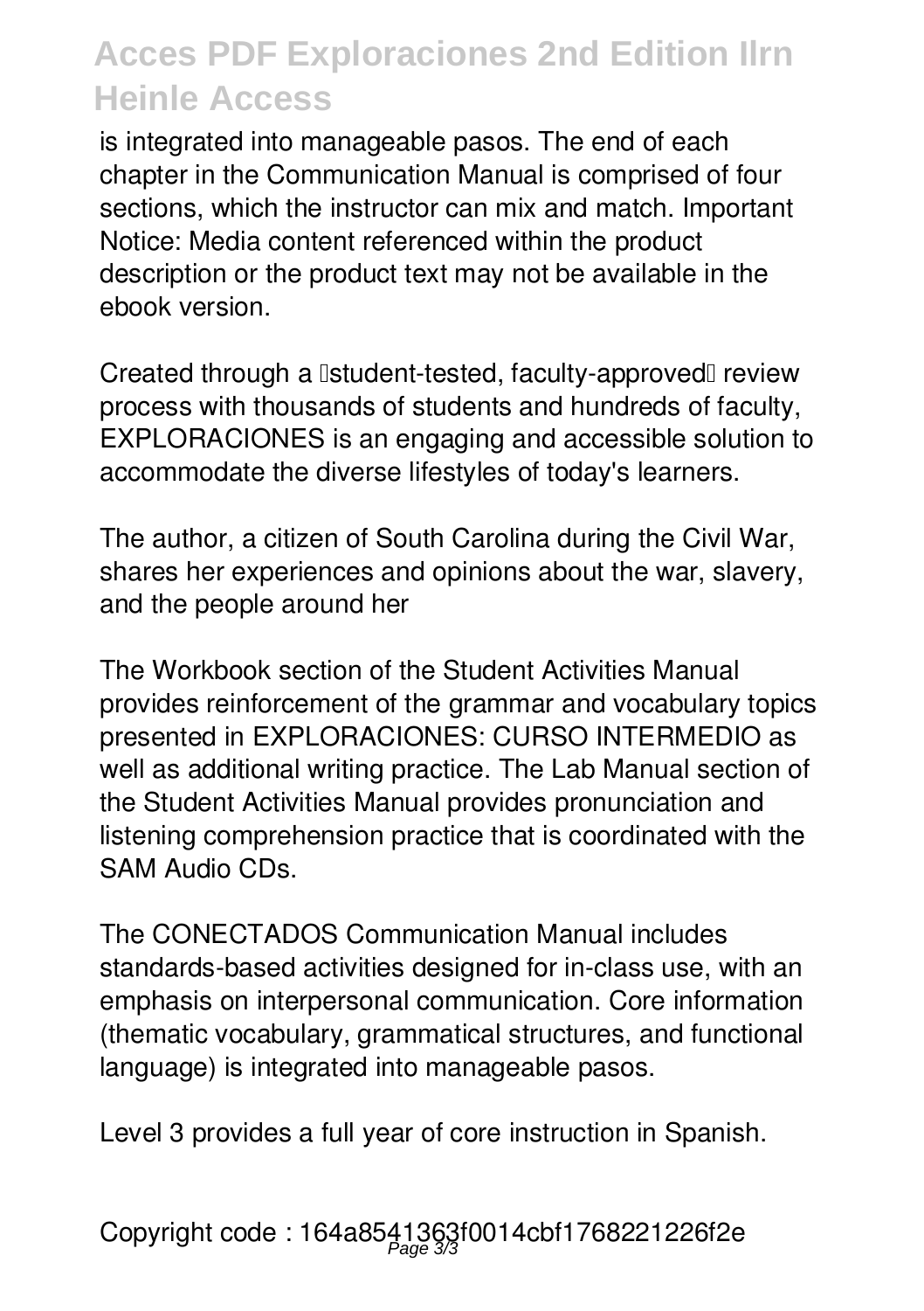is integrated into manageable pasos. The end of each chapter in the Communication Manual is comprised of four sections, which the instructor can mix and match. Important Notice: Media content referenced within the product description or the product text may not be available in the ebook version.

Created through a "student-tested, faculty-approved" review process with thousands of students and hundreds of faculty, EXPLORACIONES is an engaging and accessible solution to accommodate the diverse lifestyles of today's learners.

The author, a citizen of South Carolina during the Civil War, shares her experiences and opinions about the war, slavery, and the people around her

The Workbook section of the Student Activities Manual provides reinforcement of the grammar and vocabulary topics presented in EXPLORACIONES: CURSO INTERMEDIO as well as additional writing practice. The Lab Manual section of the Student Activities Manual provides pronunciation and listening comprehension practice that is coordinated with the SAM Audio CDs.

The CONECTADOS Communication Manual includes standards-based activities designed for in-class use, with an emphasis on interpersonal communication. Core information (thematic vocabulary, grammatical structures, and functional language) is integrated into manageable pasos.

Level 3 provides a full year of core instruction in Spanish.

Copyright code : 164a85413363f0014cbf1768221226f2e